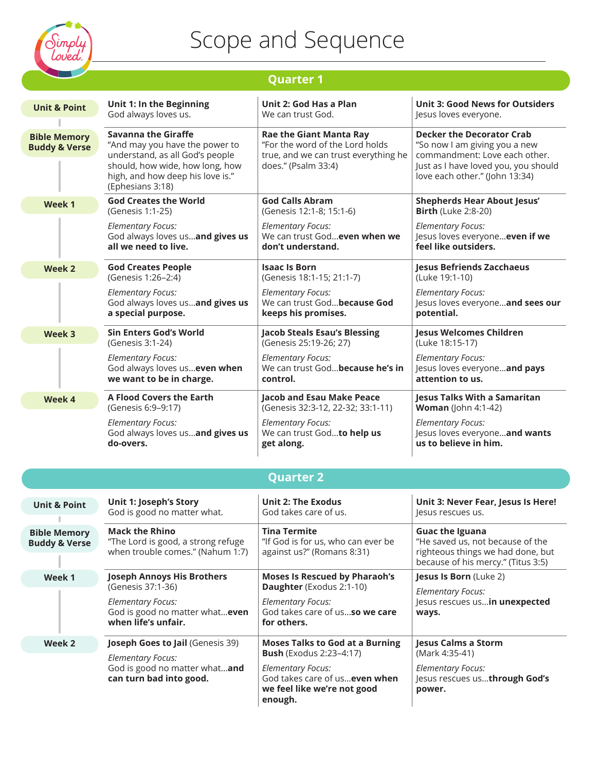# Scope and Sequence

## Quarter 1

| | | | |
|---|---|---|---|
| **Unit & Point** | **Unit 1: In the Beginning** God always loves us. | **Unit 2: God Has a Plan** We can trust God. | **Unit 3: Good News for Outsiders** Jesus loves everyone. |
| **Bible Memory Buddy & Verse** | **Savanna the Giraffe** "And may you have the power to understand, as all God's people should, how wide, how long, how high, and how deep his love is." (Ephesians 3:18) | **Rae the Giant Manta Ray** "For the word of the Lord holds true, and we can trust everything he does." (Psalm 33:4) | **Decker the Decorator Crab** "So now I am giving you a new commandment: Love each other. Just as I have loved you, you should love each other." (John 13:34) |
| **Week 1** | **God Creates the World** (Genesis 1:1-25) *Elementary Focus:* God always loves us...**and gives us all we need to live.** | **God Calls Abram** (Genesis 12:1-8; 15:1-6) *Elementary Focus:* We can trust God...**even when we don't understand.** | **Shepherds Hear About Jesus' Birth** (Luke 2:8-20) *Elementary Focus:* Jesus loves everyone...**even if we feel like outsiders.** |
| **Week 2** | **God Creates People** (Genesis 1:26–2:4) *Elementary Focus:* God always loves us...**and gives us a special purpose.** | **Isaac Is Born** (Genesis 18:1-15; 21:1-7) *Elementary Focus:* We can trust God...**because God keeps his promises.** | **Jesus Befriends Zacchaeus** (Luke 19:1-10) *Elementary Focus:* Jesus loves everyone...**and sees our potential.** |
| **Week 3** | **Sin Enters God's World** (Genesis 3:1-24) *Elementary Focus:* God always loves us...**even when we want to be in charge.** | **Jacob Steals Esau's Blessing** (Genesis 25:19-26; 27) *Elementary Focus:* We can trust God...**because he's in control.** | **Jesus Welcomes Children** (Luke 18:15-17) *Elementary Focus:* Jesus loves everyone...**and pays attention to us.** |
| **Week 4** | **A Flood Covers the Earth** (Genesis 6:9–9:17) *Elementary Focus:* God always loves us...**and gives us do-overs.** | **Jacob and Esau Make Peace** (Genesis 32:3-12, 22-32; 33:1-11) *Elementary Focus:* We can trust God...**to help us get along.** | **Jesus Talks With a Samaritan Woman** (John 4:1-42) *Elementary Focus:* Jesus loves everyone...**and wants us to believe in him.** |

## Quarter 2

| | | | |
|---|---|---|---|
| **Unit & Point** | **Unit 1: Joseph's Story** God is good no matter what. | **Unit 2: The Exodus** God takes care of us. | **Unit 3: Never Fear, Jesus Is Here!** Jesus rescues us. |
| **Bible Memory Buddy & Verse** | **Mack the Rhino** "The Lord is good, a strong refuge when trouble comes." (Nahum 1:7) | **Tina Termite** "If God is for us, who can ever be against us?" (Romans 8:31) | **Guac the Iguana** "He saved us, not because of the righteous things we had done, but because of his mercy." (Titus 3:5) |
| **Week 1** | **Joseph Annoys His Brothers** (Genesis 37:1-36) *Elementary Focus:* God is good no matter what...**even when life's unfair.** | **Moses Is Rescued by Pharaoh's Daughter** (Exodus 2:1-10) *Elementary Focus:* God takes care of us...**so we care for others.** | **Jesus Is Born** (Luke 2) *Elementary Focus:* Jesus rescues us...**in unexpected ways.** |
| **Week 2** | **Joseph Goes to Jail** (Genesis 39) *Elementary Focus:* God is good no matter what...**and can turn bad into good.** | **Moses Talks to God at a Burning Bush** (Exodus 2:23–4:17) *Elementary Focus:* God takes care of us...**even when we feel like we're not good enough.** | **Jesus Calms a Storm** (Mark 4:35-41) *Elementary Focus:* Jesus rescues us...**through God's power.** |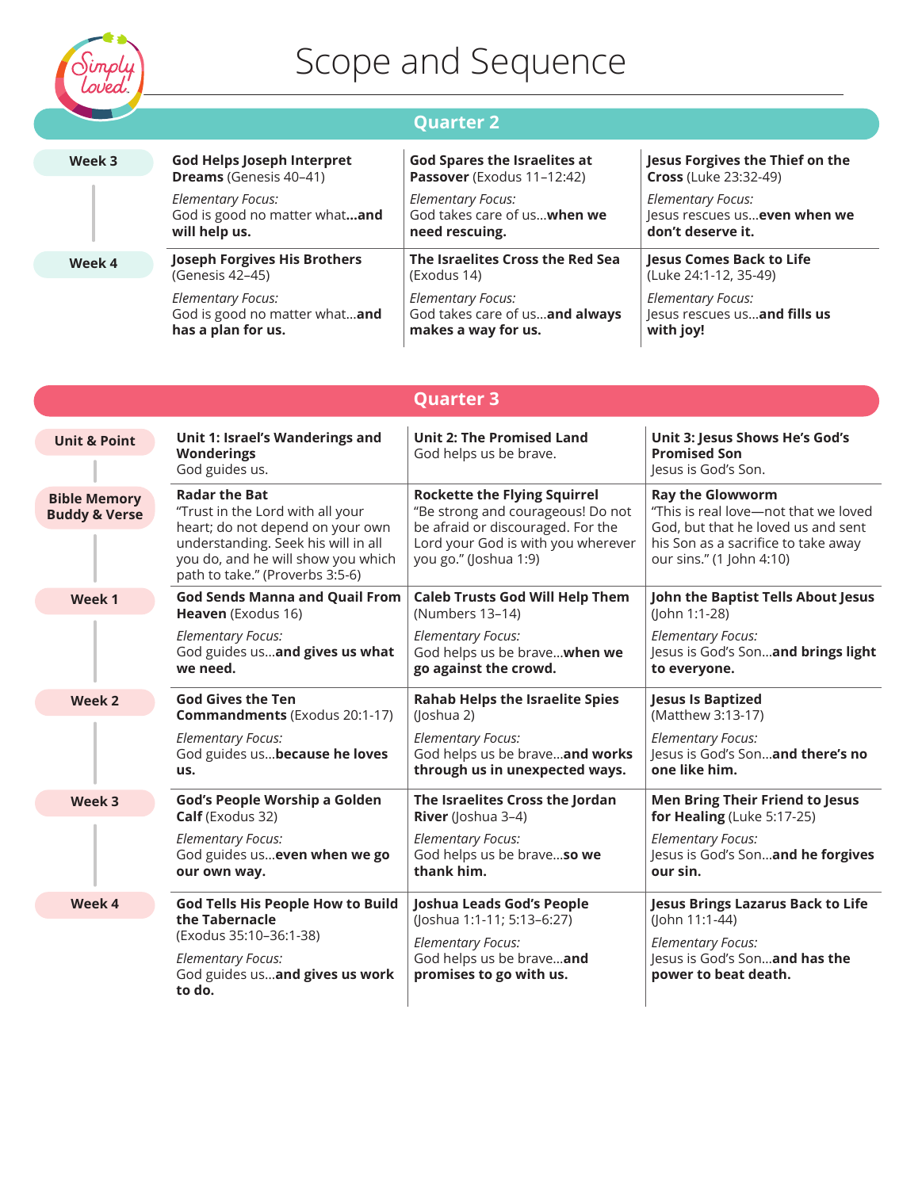# Scope and Sequence

## Quarter 2

| | | | |
|---|---|---|---|
| Week 3 | **God Helps Joseph Interpret Dreams** (Genesis 40–41)<br><br>*Elementary Focus:*<br>God is good no matter what**...and will help us.** | **God Spares the Israelites at Passover** (Exodus 11–12:42)<br><br>*Elementary Focus:*<br>God takes care of us...**when we need rescuing.** | **Jesus Forgives the Thief on the Cross** (Luke 23:32-49)<br><br>*Elementary Focus:*<br>Jesus rescues us...**even when we don't deserve it.** |
| Week 4 | **Joseph Forgives His Brothers** (Genesis 42–45)<br><br>*Elementary Focus:*<br>God is good no matter what...**and has a plan for us.** | **The Israelites Cross the Red Sea** (Exodus 14)<br><br>*Elementary Focus:*<br>God takes care of us...**and always makes a way for us.** | **Jesus Comes Back to Life** (Luke 24:1-12, 35-49)<br><br>*Elementary Focus:*<br>Jesus rescues us...**and fills us with joy!** |

## Quarter 3

| | | | |
|---|---|---|---|
| Unit & Point | **Unit 1: Israel's Wanderings and Wonderings**<br>God guides us. | **Unit 2: The Promised Land**<br>God helps us be brave. | **Unit 3: Jesus Shows He's God's Promised Son**<br>Jesus is God's Son. |
| Bible Memory Buddy & Verse | **Radar the Bat**<br>"Trust in the Lord with all your heart; do not depend on your own understanding. Seek his will in all you do, and he will show you which path to take." (Proverbs 3:5-6) | **Rockette the Flying Squirrel**<br>"Be strong and courageous! Do not be afraid or discouraged. For the Lord your God is with you wherever you go." (Joshua 1:9) | **Ray the Glowworm**<br>"This is real love—not that we loved God, but that he loved us and sent his Son as a sacrifice to take away our sins." (1 John 4:10) |
| Week 1 | **God Sends Manna and Quail From Heaven** (Exodus 16)<br><br>*Elementary Focus:*<br>God guides us...**and gives us what we need.** | **Caleb Trusts God Will Help Them** (Numbers 13–14)<br><br>*Elementary Focus:*<br>God helps us be brave...**when we go against the crowd.** | **John the Baptist Tells About Jesus** (John 1:1-28)<br><br>*Elementary Focus:*<br>Jesus is God's Son...**and brings light to everyone.** |
| Week 2 | **God Gives the Ten Commandments** (Exodus 20:1-17)<br><br>*Elementary Focus:*<br>God guides us...**because he loves us.** | **Rahab Helps the Israelite Spies** (Joshua 2)<br><br>*Elementary Focus:*<br>God helps us be brave...**and works through us in unexpected ways.** | **Jesus Is Baptized** (Matthew 3:13-17)<br><br>*Elementary Focus:*<br>Jesus is God's Son...**and there's no one like him.** |
| Week 3 | **God's People Worship a Golden Calf** (Exodus 32)<br><br>*Elementary Focus:*<br>God guides us...**even when we go our own way.** | **The Israelites Cross the Jordan River** (Joshua 3–4)<br><br>*Elementary Focus:*<br>God helps us be brave...**so we thank him.** | **Men Bring Their Friend to Jesus for Healing** (Luke 5:17-25)<br><br>*Elementary Focus:*<br>Jesus is God's Son...**and he forgives our sin.** |
| Week 4 | **God Tells His People How to Build the Tabernacle** (Exodus 35:10–36:1-38)<br><br>*Elementary Focus:*<br>God guides us...**and gives us work to do.** | **Joshua Leads God's People** (Joshua 1:1-11; 5:13–6:27)<br><br>*Elementary Focus:*<br>God helps us be brave...**and promises to go with us.** | **Jesus Brings Lazarus Back to Life** (John 11:1-44)<br><br>*Elementary Focus:*<br>Jesus is God's Son...**and has the power to beat death.** |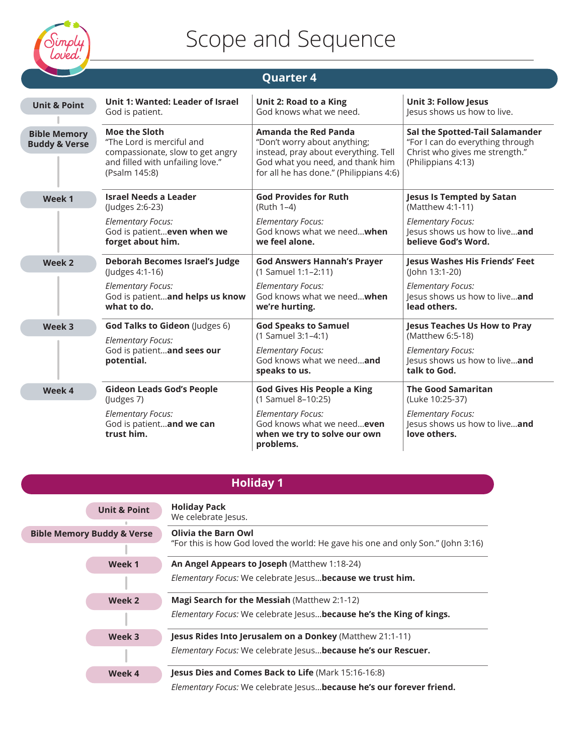# Scope and Sequence

## Quarter 4

| | | | |
|---|---|---|---|
| **Unit & Point** | **Unit 1: Wanted: Leader of Israel**<br>God is patient. | **Unit 2: Road to a King**<br>God knows what we need. | **Unit 3: Follow Jesus**<br>Jesus shows us how to live. |
| **Bible Memory Buddy & Verse** | **Moe the Sloth**<br>"The Lord is merciful and compassionate, slow to get angry and filled with unfailing love." (Psalm 145:8) | **Amanda the Red Panda**<br>"Don't worry about anything; instead, pray about everything. Tell God what you need, and thank him for all he has done." (Philippians 4:6) | **Sal the Spotted-Tail Salamander**<br>"For I can do everything through Christ who gives me strength." (Philippians 4:13) |
| **Week 1** | **Israel Needs a Leader**<br>(Judges 2:6-23)<br>*Elementary Focus:*<br>God is patient...**even when we forget about him.** | **God Provides for Ruth**<br>(Ruth 1–4)<br>*Elementary Focus:*<br>God knows what we need...**when we feel alone.** | **Jesus Is Tempted by Satan**<br>(Matthew 4:1-11)<br>*Elementary Focus:*<br>Jesus shows us how to live...**and believe God's Word.** |
| **Week 2** | **Deborah Becomes Israel's Judge**<br>(Judges 4:1-16)<br>*Elementary Focus:*<br>God is patient...**and helps us know what to do.** | **God Answers Hannah's Prayer**<br>(1 Samuel 1:1–2:11)<br>*Elementary Focus:*<br>God knows what we need...**when we're hurting.** | **Jesus Washes His Friends' Feet**<br>(John 13:1-20)<br>*Elementary Focus:*<br>Jesus shows us how to live...**and lead others.** |
| **Week 3** | **God Talks to Gideon** (Judges 6)<br>*Elementary Focus:*<br>God is patient...**and sees our potential.** | **God Speaks to Samuel**<br>(1 Samuel 3:1–4:1)<br>*Elementary Focus:*<br>God knows what we need...**and speaks to us.** | **Jesus Teaches Us How to Pray**<br>(Matthew 6:5-18)<br>*Elementary Focus:*<br>Jesus shows us how to live...**and talk to God.** |
| **Week 4** | **Gideon Leads God's People**<br>(Judges 7)<br>*Elementary Focus:*<br>God is patient...**and we can trust him.** | **God Gives His People a King**<br>(1 Samuel 8–10:25)<br>*Elementary Focus:*<br>God knows what we need...**even when we try to solve our own problems.** | **The Good Samaritan**<br>(Luke 10:25-37)<br>*Elementary Focus:*<br>Jesus shows us how to live...**and love others.** |

## Holiday 1

| | |
|---|---|
| **Unit & Point** | **Holiday Pack**<br>We celebrate Jesus. |
| **Bible Memory Buddy & Verse** | **Olivia the Barn Owl**<br>"For this is how God loved the world: He gave his one and only Son." (John 3:16) |
| **Week 1** | **An Angel Appears to Joseph** (Matthew 1:18-24)<br>*Elementary Focus:* We celebrate Jesus...**because we trust him.** |
| **Week 2** | **Magi Search for the Messiah** (Matthew 2:1-12)<br>*Elementary Focus:* We celebrate Jesus...**because he's the King of kings.** |
| **Week 3** | **Jesus Rides Into Jerusalem on a Donkey** (Matthew 21:1-11)<br>*Elementary Focus:* We celebrate Jesus...**because he's our Rescuer.** |
| **Week 4** | **Jesus Dies and Comes Back to Life** (Mark 15:16-16:8)<br>*Elementary Focus:* We celebrate Jesus...**because he's our forever friend.** |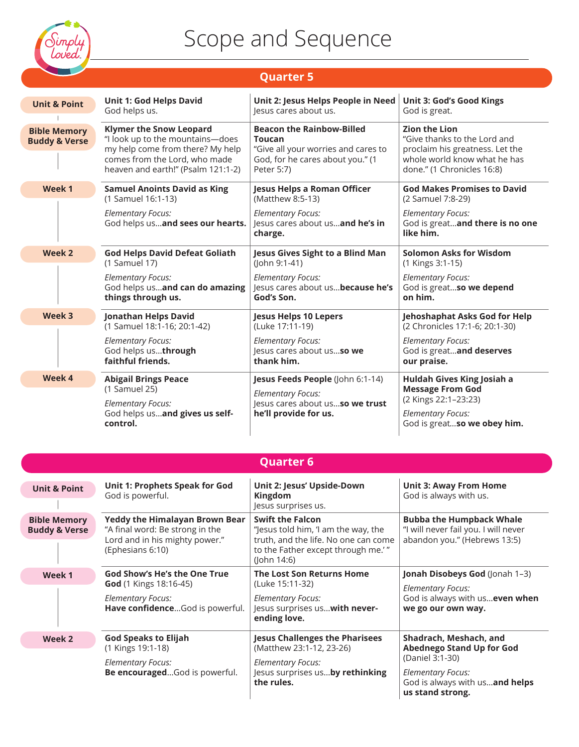# Scope and Sequence

## Quarter 5

| | | | |
|---|---|---|---|
| **Unit & Point** | **Unit 1: God Helps David**<br>God helps us. | **Unit 2: Jesus Helps People in Need**<br>Jesus cares about us. | **Unit 3: God's Good Kings**<br>God is great. |
| **Bible Memory Buddy & Verse** | **Klymer the Snow Leopard**<br>"I look up to the mountains—does my help come from there? My help comes from the Lord, who made heaven and earth!" (Psalm 121:1-2) | **Beacon the Rainbow-Billed Toucan**<br>"Give all your worries and cares to God, for he cares about you." (1 Peter 5:7) | **Zion the Lion**<br>"Give thanks to the Lord and proclaim his greatness. Let the whole world know what he has done." (1 Chronicles 16:8) |
| **Week 1** | **Samuel Anoints David as King**<br>(1 Samuel 16:1-13)<br>*Elementary Focus:*<br>God helps us...**and sees our hearts.** | **Jesus Helps a Roman Officer**<br>(Matthew 8:5-13)<br>*Elementary Focus:*<br>Jesus cares about us...**and he's in charge.** | **God Makes Promises to David**<br>(2 Samuel 7:8-29)<br>*Elementary Focus:*<br>God is great...**and there is no one like him.** |
| **Week 2** | **God Helps David Defeat Goliath**<br>(1 Samuel 17)<br>*Elementary Focus:*<br>God helps us...**and can do amazing things through us.** | **Jesus Gives Sight to a Blind Man**<br>(John 9:1-41)<br>*Elementary Focus:*<br>Jesus cares about us...**because he's God's Son.** | **Solomon Asks for Wisdom**<br>(1 Kings 3:1-15)<br>*Elementary Focus:*<br>God is great...**so we depend on him.** |
| **Week 3** | **Jonathan Helps David**<br>(1 Samuel 18:1-16; 20:1-42)<br>*Elementary Focus:*<br>God helps us...**through faithful friends.** | **Jesus Helps 10 Lepers**<br>(Luke 17:11-19)<br>*Elementary Focus:*<br>Jesus cares about us...**so we thank him.** | **Jehoshaphat Asks God for Help**<br>(2 Chronicles 17:1-6; 20:1-30)<br>*Elementary Focus:*<br>God is great...**and deserves our praise.** |
| **Week 4** | **Abigail Brings Peace**<br>(1 Samuel 25)<br>*Elementary Focus:*<br>God helps us...**and gives us self-control.** | **Jesus Feeds People** (John 6:1-14)<br>*Elementary Focus:*<br>Jesus cares about us...**so we trust he'll provide for us.** | **Huldah Gives King Josiah a Message From God**<br>(2 Kings 22:1–23:23)<br>*Elementary Focus:*<br>God is great...**so we obey him.** |

## Quarter 6

| | | | |
|---|---|---|---|
| **Unit & Point** | **Unit 1: Prophets Speak for God**<br>God is powerful. | **Unit 2: Jesus' Upside-Down Kingdom**<br>Jesus surprises us. | **Unit 3: Away From Home**<br>God is always with us. |
| **Bible Memory Buddy & Verse** | **Yeddy the Himalayan Brown Bear**<br>"A final word: Be strong in the Lord and in his mighty power." (Ephesians 6:10) | **Swift the Falcon**<br>"Jesus told him, 'I am the way, the truth, and the life. No one can come to the Father except through me.'" (John 14:6) | **Bubba the Humpback Whale**<br>"I will never fail you. I will never abandon you." (Hebrews 13:5) |
| **Week 1** | **God Show's He's the One True God** (1 Kings 18:16-45)<br>*Elementary Focus:*<br>**Have confidence**...God is powerful. | **The Lost Son Returns Home**<br>(Luke 15:11-32)<br>*Elementary Focus:*<br>Jesus surprises us...**with never-ending love.** | **Jonah Disobeys God** (Jonah 1–3)<br>*Elementary Focus:*<br>God is always with us...**even when we go our own way.** |
| **Week 2** | **God Speaks to Elijah**<br>(1 Kings 19:1-18)<br>*Elementary Focus:*<br>**Be encouraged**...God is powerful. | **Jesus Challenges the Pharisees**<br>(Matthew 23:1-12, 23-26)<br>*Elementary Focus:*<br>Jesus surprises us...**by rethinking the rules.** | **Shadrach, Meshach, and Abednego Stand Up for God**<br>(Daniel 3:1-30)<br>*Elementary Focus:*<br>God is always with us...**and helps us stand strong.** |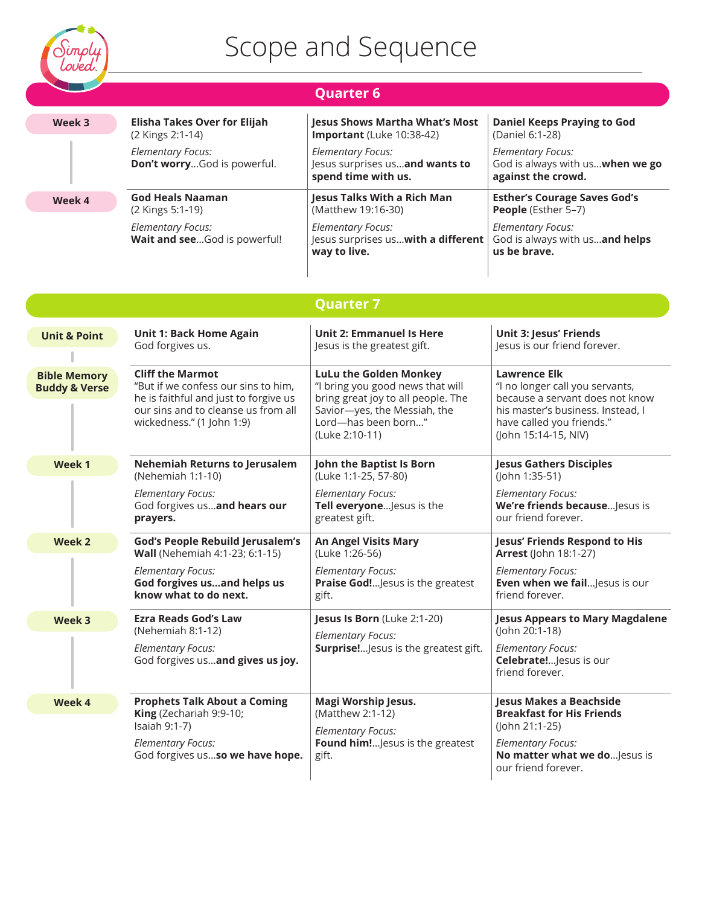# Scope and Sequence

## Quarter 6

| | | | |
|---|---|---|---|
| **Week 3** | **Elisha Takes Over for Elijah** (2 Kings 2:1-14)<br>*Elementary Focus:*<br>**Don't worry**...God is powerful. | **Jesus Shows Martha What's Most Important** (Luke 10:38-42)<br>*Elementary Focus:*<br>Jesus surprises us...**and wants to spend time with us.** | **Daniel Keeps Praying to God** (Daniel 6:1-28)<br>*Elementary Focus:*<br>God is always with us...**when we go against the crowd.** |
| **Week 4** | **God Heals Naaman** (2 Kings 5:1-19)<br>*Elementary Focus:*<br>**Wait and see**...God is powerful! | **Jesus Talks With a Rich Man** (Matthew 19:16-30)<br>*Elementary Focus:*<br>Jesus surprises us...**with a different way to live.** | **Esther's Courage Saves God's People** (Esther 5–7)<br>*Elementary Focus:*<br>God is always with us...**and helps us be brave.** |

## Quarter 7

| | | | |
|---|---|---|---|
| **Unit & Point** | **Unit 1: Back Home Again**<br>God forgives us. | **Unit 2: Emmanuel Is Here**<br>Jesus is the greatest gift. | **Unit 3: Jesus' Friends**<br>Jesus is our friend forever. |
| **Bible Memory Buddy & Verse** | **Cliff the Marmot**<br>"But if we confess our sins to him, he is faithful and just to forgive us our sins and to cleanse us from all wickedness." (1 John 1:9) | **LuLu the Golden Monkey**<br>"I bring you good news that will bring great joy to all people. The Savior—yes, the Messiah, the Lord—has been born..." (Luke 2:10-11) | **Lawrence Elk**<br>"I no longer call you servants, because a servant does not know his master's business. Instead, I have called you friends." (John 15:14-15, NIV) |
| **Week 1** | **Nehemiah Returns to Jerusalem** (Nehemiah 1:1-10)<br>*Elementary Focus:*<br>God forgives us...**and hears our prayers.** | **John the Baptist Is Born** (Luke 1:1-25, 57-80)<br>*Elementary Focus:*<br>**Tell everyone**...Jesus is the greatest gift. | **Jesus Gathers Disciples** (John 1:35-51)<br>*Elementary Focus:*<br>**We're friends because**...Jesus is our friend forever. |
| **Week 2** | **God's People Rebuild Jerusalem's Wall** (Nehemiah 4:1-23; 6:1-15)<br>*Elementary Focus:*<br>**God forgives us...and helps us know what to do next.** | **An Angel Visits Mary** (Luke 1:26-56)<br>*Elementary Focus:*<br>**Praise God!**...Jesus is the greatest gift. | **Jesus' Friends Respond to His Arrest** (John 18:1-27)<br>*Elementary Focus:*<br>**Even when we fail**...Jesus is our friend forever. |
| **Week 3** | **Ezra Reads God's Law** (Nehemiah 8:1-12)<br>*Elementary Focus:*<br>God forgives us...**and gives us joy.** | **Jesus Is Born** (Luke 2:1-20)<br>*Elementary Focus:*<br>**Surprise!**...Jesus is the greatest gift. | **Jesus Appears to Mary Magdalene** (John 20:1-18)<br>*Elementary Focus:*<br>**Celebrate!**...Jesus is our friend forever. |
| **Week 4** | **Prophets Talk About a Coming King** (Zechariah 9:9-10; Isaiah 9:1-7)<br>*Elementary Focus:*<br>God forgives us...**so we have hope.** | **Magi Worship Jesus.** (Matthew 2:1-12)<br>*Elementary Focus:*<br>**Found him!**...Jesus is the greatest gift. | **Jesus Makes a Beachside Breakfast for His Friends** (John 21:1-25)<br>*Elementary Focus:*<br>**No matter what we do**...Jesus is our friend forever. |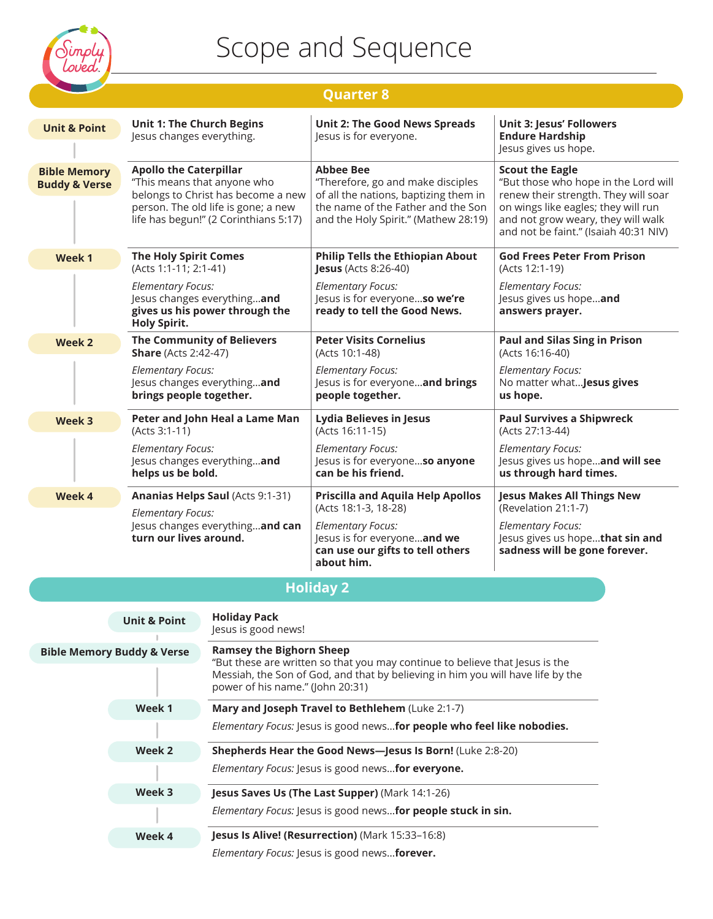# Scope and Sequence

## Quarter 8

| | | | |
|---|---|---|---|
| **Unit & Point** | **Unit 1: The Church Begins** Jesus changes everything. | **Unit 2: The Good News Spreads** Jesus is for everyone. | **Unit 3: Jesus' Followers Endure Hardship** Jesus gives us hope. |
| **Bible Memory Buddy & Verse** | **Apollo the Caterpillar** "This means that anyone who belongs to Christ has become a new person. The old life is gone; a new life has begun!" (2 Corinthians 5:17) | **Abbee Bee** "Therefore, go and make disciples of all the nations, baptizing them in the name of the Father and the Son and the Holy Spirit." (Mathew 28:19) | **Scout the Eagle** "But those who hope in the Lord will renew their strength. They will soar on wings like eagles; they will run and not grow weary, they will walk and not be faint." (Isaiah 40:31 NIV) |
| **Week 1** | **The Holy Spirit Comes** (Acts 1:1-11; 2:1-41) *Elementary Focus:* Jesus changes everything...**and gives us his power through the Holy Spirit.** | **Philip Tells the Ethiopian About Jesus** (Acts 8:26-40) *Elementary Focus:* Jesus is for everyone...**so we're ready to tell the Good News.** | **God Frees Peter From Prison** (Acts 12:1-19) *Elementary Focus:* Jesus gives us hope...**and answers prayer.** |
| **Week 2** | **The Community of Believers Share** (Acts 2:42-47) *Elementary Focus:* Jesus changes everything...**and brings people together.** | **Peter Visits Cornelius** (Acts 10:1-48) *Elementary Focus:* Jesus is for everyone...**and brings people together.** | **Paul and Silas Sing in Prison** (Acts 16:16-40) *Elementary Focus:* No matter what...**Jesus gives us hope.** |
| **Week 3** | **Peter and John Heal a Lame Man** (Acts 3:1-11) *Elementary Focus:* Jesus changes everything...**and helps us be bold.** | **Lydia Believes in Jesus** (Acts 16:11-15) *Elementary Focus:* Jesus is for everyone...**so anyone can be his friend.** | **Paul Survives a Shipwreck** (Acts 27:13-44) *Elementary Focus:* Jesus gives us hope...**and will see us through hard times.** |
| **Week 4** | **Ananias Helps Saul** (Acts 9:1-31) *Elementary Focus:* Jesus changes everything...**and can turn our lives around.** | **Priscilla and Aquila Help Apollos** (Acts 18:1-3, 18-28) *Elementary Focus:* Jesus is for everyone...**and we can use our gifts to tell others about him.** | **Jesus Makes All Things New** (Revelation 21:1-7) *Elementary Focus:* Jesus gives us hope...**that sin and sadness will be gone forever.** |

## Holiday 2

| | |
|---|---|
| **Unit & Point** | **Holiday Pack** Jesus is good news! |
| **Bible Memory Buddy & Verse** | **Ramsey the Bighorn Sheep** "But these are written so that you may continue to believe that Jesus is the Messiah, the Son of God, and that by believing in him you will have life by the power of his name." (John 20:31) |
| **Week 1** | **Mary and Joseph Travel to Bethlehem** (Luke 2:1-7) *Elementary Focus:* Jesus is good news...**for people who feel like nobodies.** |
| **Week 2** | **Shepherds Hear the Good News—Jesus Is Born!** (Luke 2:8-20) *Elementary Focus:* Jesus is good news...**for everyone.** |
| **Week 3** | **Jesus Saves Us (The Last Supper)** (Mark 14:1-26) *Elementary Focus:* Jesus is good news...**for people stuck in sin.** |
| **Week 4** | **Jesus Is Alive! (Resurrection)** (Mark 15:33–16:8) *Elementary Focus:* Jesus is good news...**forever.** |